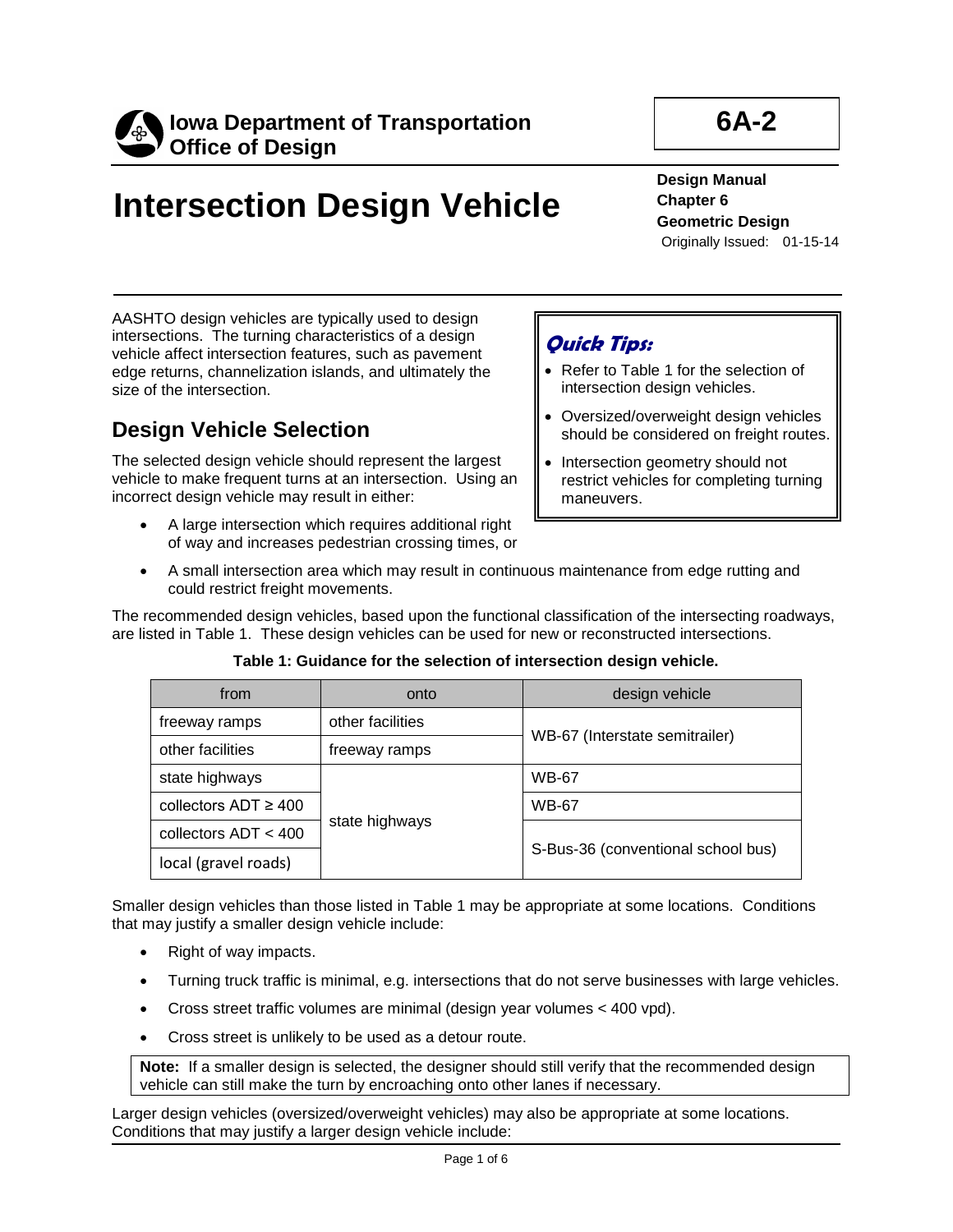**Iowa Department of Transportation**
**Office of Design**

**6A-2**

# Intersection Design Vehicle

**Design Manual**
**Chapter 6**
**Geometric Design**
Originally Issued: 01-15-14

AASHTO design vehicles are typically used to design intersections. The turning characteristics of a design vehicle affect intersection features, such as pavement edge returns, channelization islands, and ultimately the size of the intersection.

> ***Quick Tips:***
>
> - Refer to Table 1 for the selection of intersection design vehicles.
> - Oversized/overweight design vehicles should be considered on freight routes.
> - Intersection geometry should not restrict vehicles for completing turning maneuvers.

## Design Vehicle Selection

The selected design vehicle should represent the largest vehicle to make frequent turns at an intersection. Using an incorrect design vehicle may result in either:

- A large intersection which requires additional right of way and increases pedestrian crossing times, or
- A small intersection area which may result in continuous maintenance from edge rutting and could restrict freight movements.

The recommended design vehicles, based upon the functional classification of the intersecting roadways, are listed in Table 1. These design vehicles can be used for new or reconstructed intersections.

**Table 1: Guidance for the selection of intersection design vehicle.**

| from | onto | design vehicle |
|---|---|---|
| freeway ramps | other facilities | WB-67 (Interstate semitrailer) |
| other facilities | freeway ramps | WB-67 (Interstate semitrailer) |
| state highways | state highways | WB-67 |
| collectors ADT ≥ 400 | state highways | WB-67 |
| collectors ADT < 400 | state highways | S-Bus-36 (conventional school bus) |
| local (gravel roads) | state highways | S-Bus-36 (conventional school bus) |

Smaller design vehicles than those listed in Table 1 may be appropriate at some locations. Conditions that may justify a smaller design vehicle include:

- Right of way impacts.
- Turning truck traffic is minimal, e.g. intersections that do not serve businesses with large vehicles.
- Cross street traffic volumes are minimal (design year volumes < 400 vpd).
- Cross street is unlikely to be used as a detour route.

> **Note:** If a smaller design is selected, the designer should still verify that the recommended design vehicle can still make the turn by encroaching onto other lanes if necessary.

Larger design vehicles (oversized/overweight vehicles) may also be appropriate at some locations. Conditions that may justify a larger design vehicle include: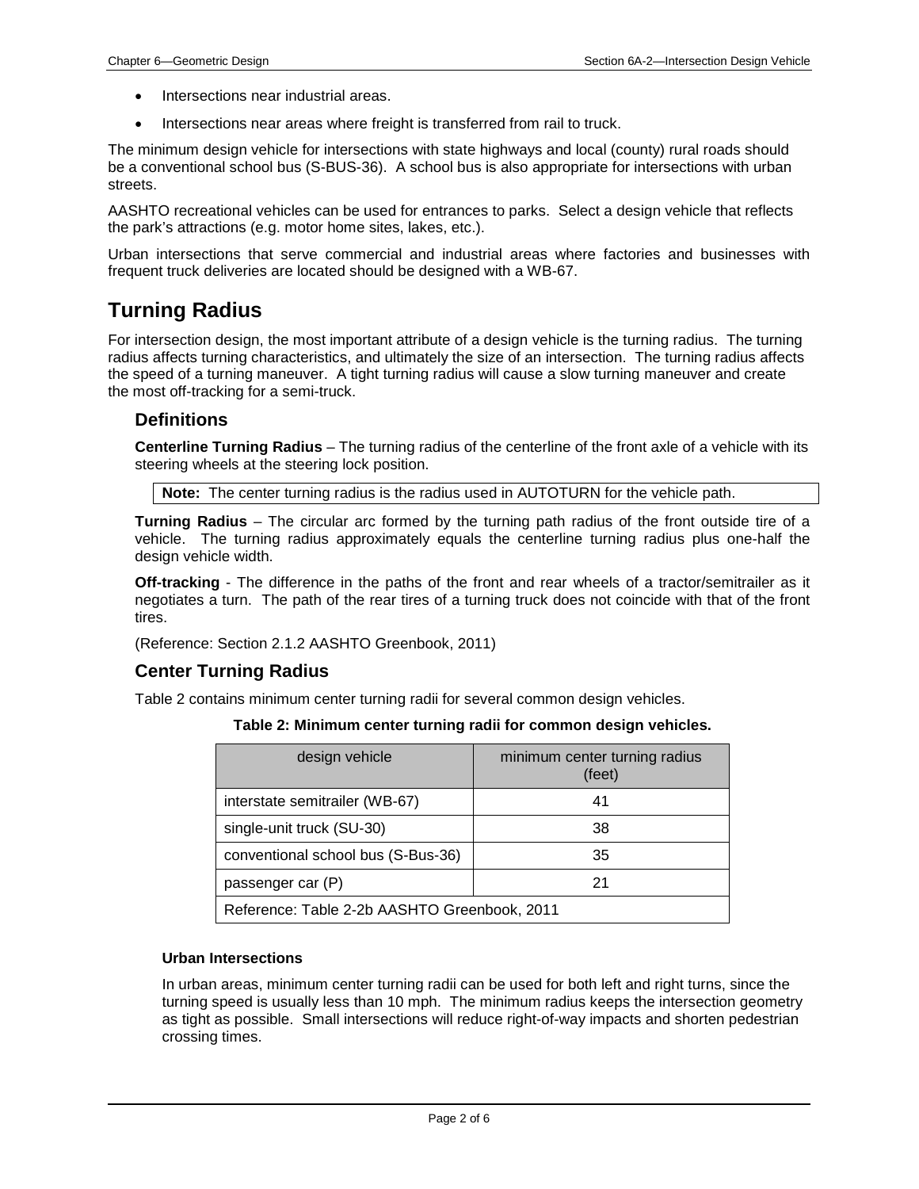- Intersections near industrial areas.
- Intersections near areas where freight is transferred from rail to truck.

The minimum design vehicle for intersections with state highways and local (county) rural roads should be a conventional school bus (S-BUS-36). A school bus is also appropriate for intersections with urban streets.

AASHTO recreational vehicles can be used for entrances to parks. Select a design vehicle that reflects the park's attractions (e.g. motor home sites, lakes, etc.).

Urban intersections that serve commercial and industrial areas where factories and businesses with frequent truck deliveries are located should be designed with a WB-67.

# Turning Radius

For intersection design, the most important attribute of a design vehicle is the turning radius. The turning radius affects turning characteristics, and ultimately the size of an intersection. The turning radius affects the speed of a turning maneuver. A tight turning radius will cause a slow turning maneuver and create the most off-tracking for a semi-truck.

## Definitions

**Centerline Turning Radius** – The turning radius of the centerline of the front axle of a vehicle with its steering wheels at the steering lock position.

> **Note:** The center turning radius is the radius used in AUTOTURN for the vehicle path.

**Turning Radius** – The circular arc formed by the turning path radius of the front outside tire of a vehicle. The turning radius approximately equals the centerline turning radius plus one-half the design vehicle width.

**Off-tracking** - The difference in the paths of the front and rear wheels of a tractor/semitrailer as it negotiates a turn. The path of the rear tires of a turning truck does not coincide with that of the front tires.

(Reference: Section 2.1.2 AASHTO Greenbook, 2011)

## Center Turning Radius

Table 2 contains minimum center turning radii for several common design vehicles.

**Table 2: Minimum center turning radii for common design vehicles.**

| design vehicle | minimum center turning radius (feet) |
|---|---|
| interstate semitrailer (WB-67) | 41 |
| single-unit truck (SU-30) | 38 |
| conventional school bus (S-Bus-36) | 35 |
| passenger car (P) | 21 |
| Reference: Table 2-2b AASHTO Greenbook, 2011 | |

### Urban Intersections

In urban areas, minimum center turning radii can be used for both left and right turns, since the turning speed is usually less than 10 mph. The minimum radius keeps the intersection geometry as tight as possible. Small intersections will reduce right-of-way impacts and shorten pedestrian crossing times.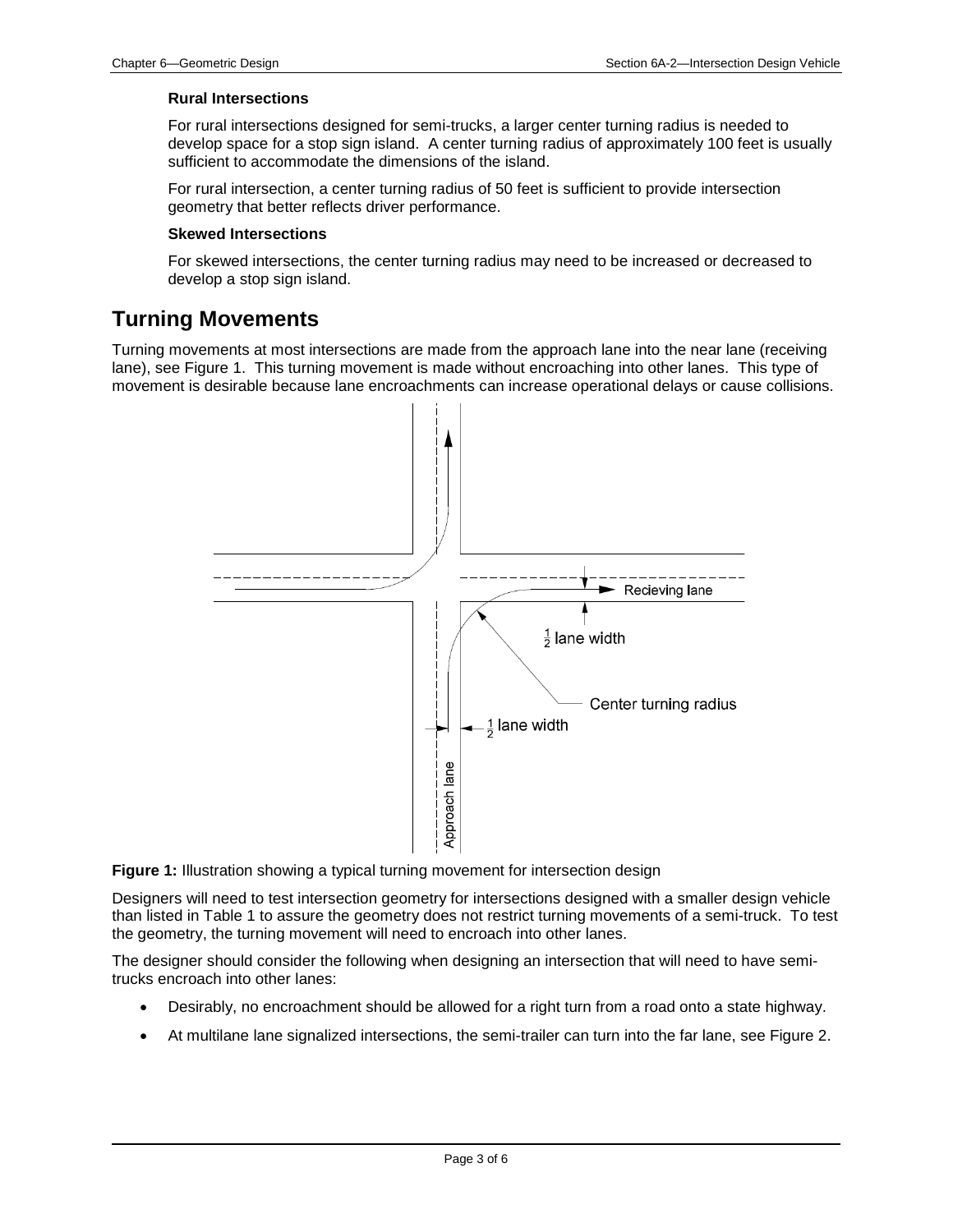### Rural Intersections

For rural intersections designed for semi-trucks, a larger center turning radius is needed to develop space for a stop sign island. A center turning radius of approximately 100 feet is usually sufficient to accommodate the dimensions of the island.

For rural intersection, a center turning radius of 50 feet is sufficient to provide intersection geometry that better reflects driver performance.

### Skewed Intersections

For skewed intersections, the center turning radius may need to be increased or decreased to develop a stop sign island.

## Turning Movements

Turning movements at most intersections are made from the approach lane into the near lane (receiving lane), see Figure 1. This turning movement is made without encroaching into other lanes. This type of movement is desirable because lane encroachments can increase operational delays or cause collisions.

**Figure 1:** Illustration showing a typical turning movement for intersection design

Designers will need to test intersection geometry for intersections designed with a smaller design vehicle than listed in Table 1 to assure the geometry does not restrict turning movements of a semi-truck. To test the geometry, the turning movement will need to encroach into other lanes.

The designer should consider the following when designing an intersection that will need to have semi-trucks encroach into other lanes:

- Desirably, no encroachment should be allowed for a right turn from a road onto a state highway.
- At multilane lane signalized intersections, the semi-trailer can turn into the far lane, see Figure 2.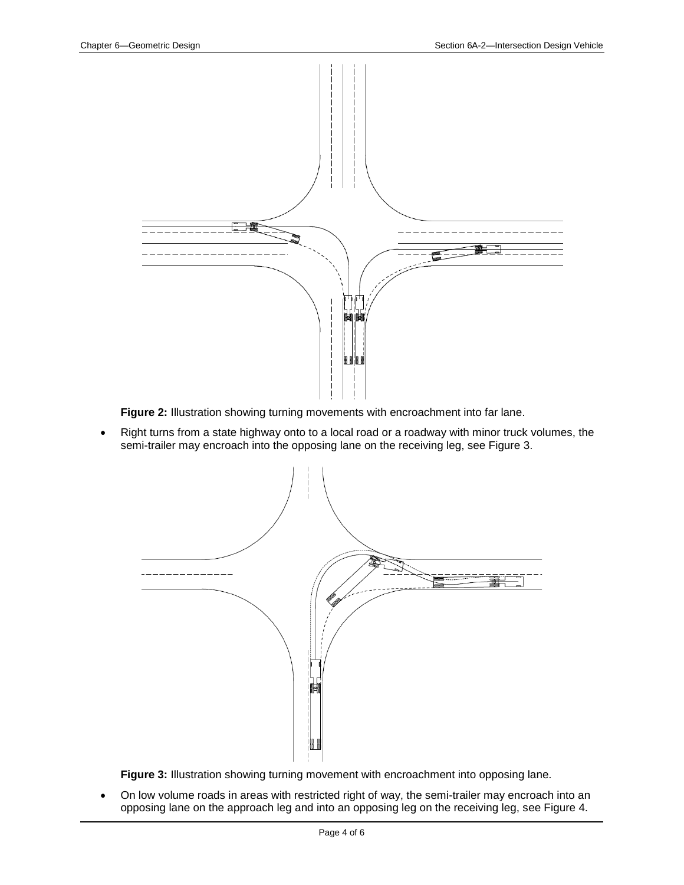**Figure 2:** Illustration showing turning movements with encroachment into far lane.

- Right turns from a state highway onto to a local road or a roadway with minor truck volumes, the semi-trailer may encroach into the opposing lane on the receiving leg, see Figure 3.

**Figure 3:** Illustration showing turning movement with encroachment into opposing lane.

- On low volume roads in areas with restricted right of way, the semi-trailer may encroach into an opposing lane on the approach leg and into an opposing leg on the receiving leg, see Figure 4.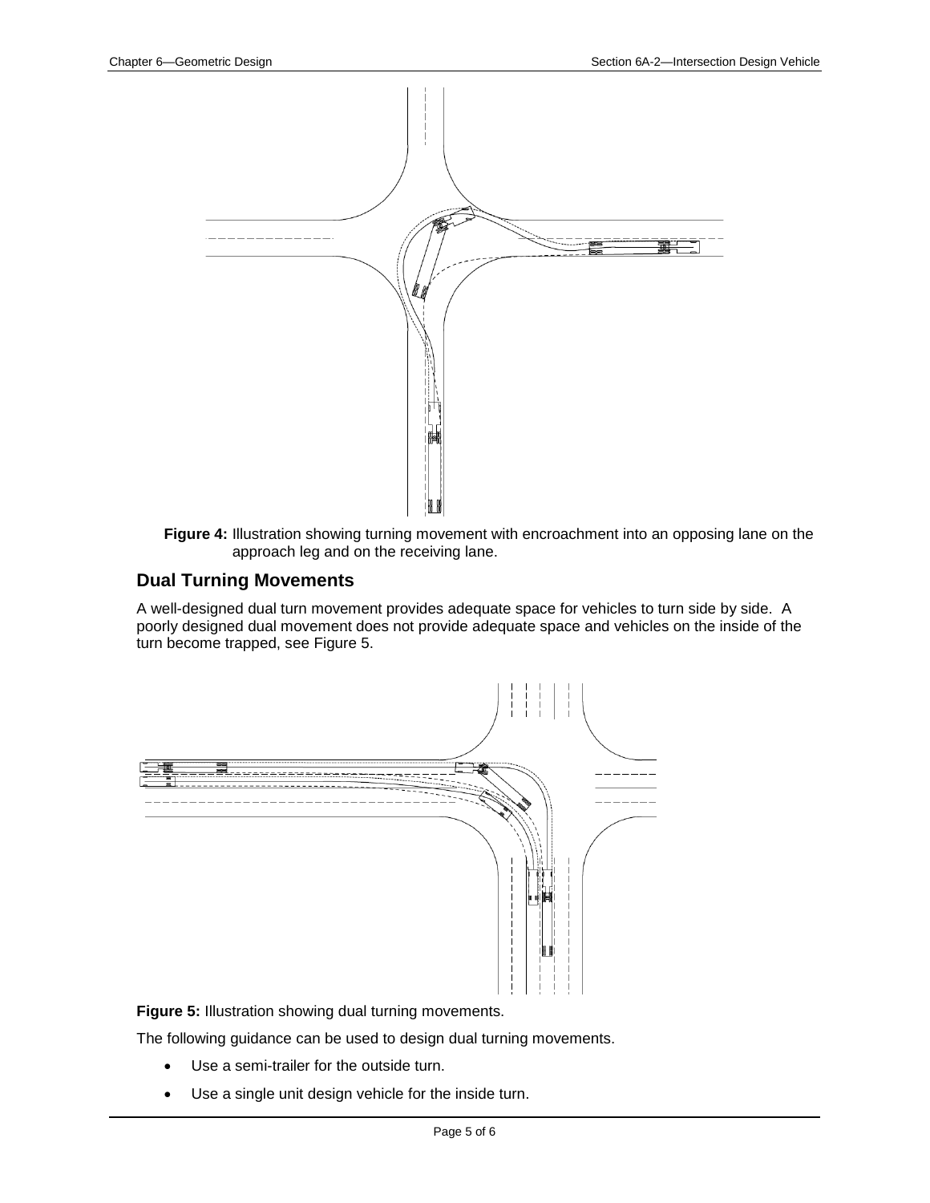**Figure 4:** Illustration showing turning movement with encroachment into an opposing lane on the approach leg and on the receiving lane.

## Dual Turning Movements

A well-designed dual turn movement provides adequate space for vehicles to turn side by side. A poorly designed dual movement does not provide adequate space and vehicles on the inside of the turn become trapped, see Figure 5.

**Figure 5:** Illustration showing dual turning movements.

The following guidance can be used to design dual turning movements.

- Use a semi-trailer for the outside turn.
- Use a single unit design vehicle for the inside turn.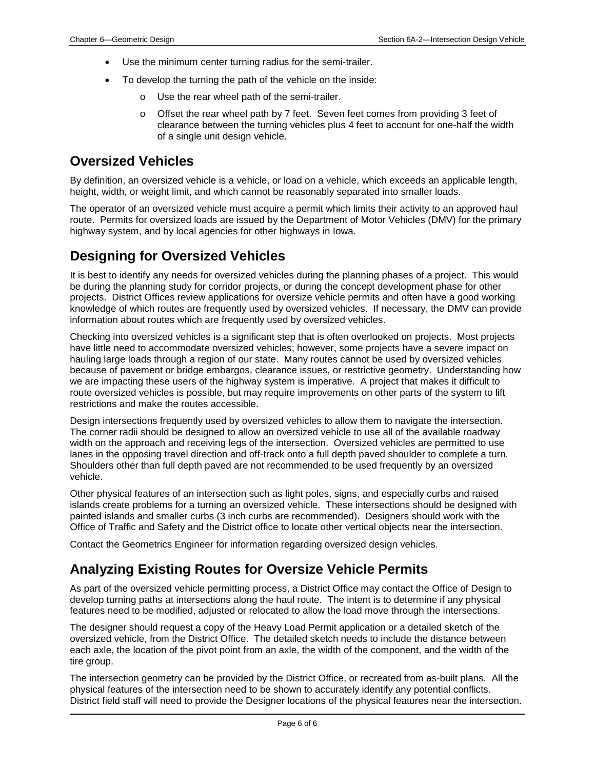- Use the minimum center turning radius for the semi-trailer.
- To develop the turning the path of the vehicle on the inside:
    - Use the rear wheel path of the semi-trailer.
    - Offset the rear wheel path by 7 feet. Seven feet comes from providing 3 feet of clearance between the turning vehicles plus 4 feet to account for one-half the width of a single unit design vehicle.

## Oversized Vehicles

By definition, an oversized vehicle is a vehicle, or load on a vehicle, which exceeds an applicable length, height, width, or weight limit, and which cannot be reasonably separated into smaller loads.

The operator of an oversized vehicle must acquire a permit which limits their activity to an approved haul route. Permits for oversized loads are issued by the Department of Motor Vehicles (DMV) for the primary highway system, and by local agencies for other highways in Iowa.

## Designing for Oversized Vehicles

It is best to identify any needs for oversized vehicles during the planning phases of a project. This would be during the planning study for corridor projects, or during the concept development phase for other projects. District Offices review applications for oversize vehicle permits and often have a good working knowledge of which routes are frequently used by oversized vehicles. If necessary, the DMV can provide information about routes which are frequently used by oversized vehicles.

Checking into oversized vehicles is a significant step that is often overlooked on projects. Most projects have little need to accommodate oversized vehicles; however, some projects have a severe impact on hauling large loads through a region of our state. Many routes cannot be used by oversized vehicles because of pavement or bridge embargos, clearance issues, or restrictive geometry. Understanding how we are impacting these users of the highway system is imperative. A project that makes it difficult to route oversized vehicles is possible, but may require improvements on other parts of the system to lift restrictions and make the routes accessible.

Design intersections frequently used by oversized vehicles to allow them to navigate the intersection. The corner radii should be designed to allow an oversized vehicle to use all of the available roadway width on the approach and receiving legs of the intersection. Oversized vehicles are permitted to use lanes in the opposing travel direction and off-track onto a full depth paved shoulder to complete a turn. Shoulders other than full depth paved are not recommended to be used frequently by an oversized vehicle.

Other physical features of an intersection such as light poles, signs, and especially curbs and raised islands create problems for a turning an oversized vehicle. These intersections should be designed with painted islands and smaller curbs (3 inch curbs are recommended). Designers should work with the Office of Traffic and Safety and the District office to locate other vertical objects near the intersection.

Contact the Geometrics Engineer for information regarding oversized design vehicles.

## Analyzing Existing Routes for Oversize Vehicle Permits

As part of the oversized vehicle permitting process, a District Office may contact the Office of Design to develop turning paths at intersections along the haul route. The intent is to determine if any physical features need to be modified, adjusted or relocated to allow the load move through the intersections.

The designer should request a copy of the Heavy Load Permit application or a detailed sketch of the oversized vehicle, from the District Office. The detailed sketch needs to include the distance between each axle, the location of the pivot point from an axle, the width of the component, and the width of the tire group.

The intersection geometry can be provided by the District Office, or recreated from as-built plans. All the physical features of the intersection need to be shown to accurately identify any potential conflicts. District field staff will need to provide the Designer locations of the physical features near the intersection.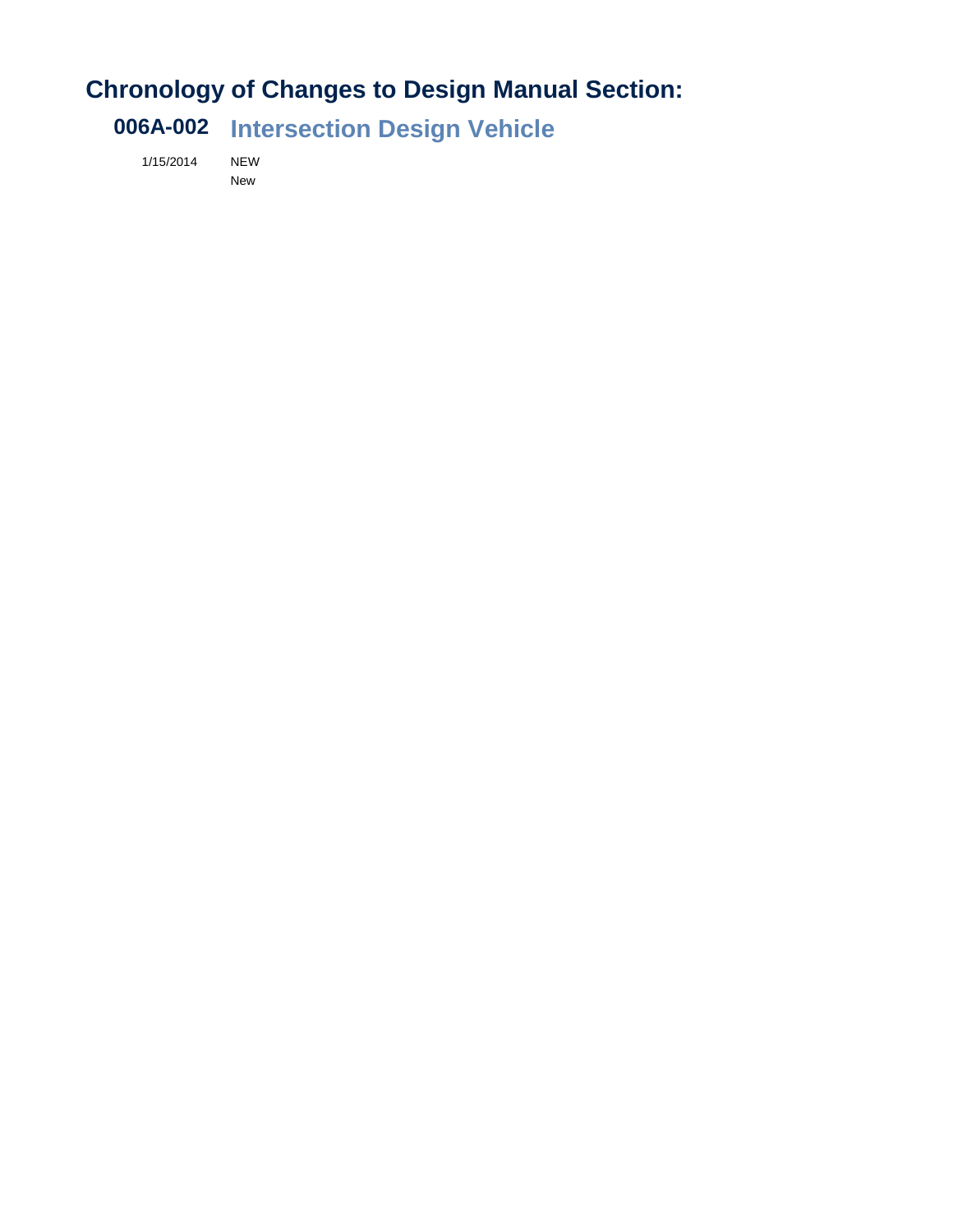# Chronology of Changes to Design Manual Section:

## 006A-002 Intersection Design Vehicle

1/15/2014 NEW

New